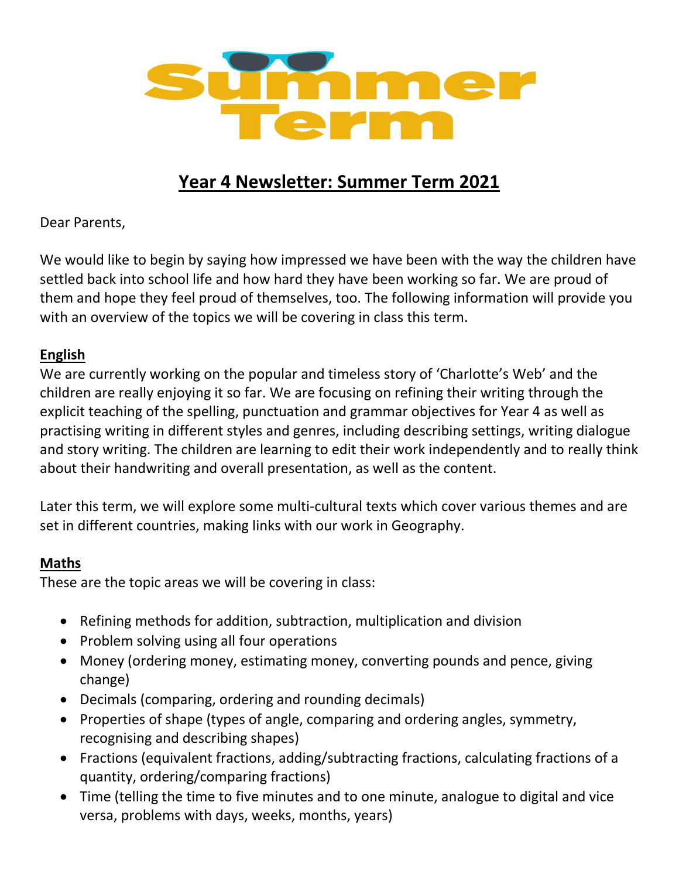# Summer Term

## Year 4 Newsletter: Summer Term 2021

Dear Parents,

We would like to begin by saying how impressed we have been with the way the children have settled back into school life and how hard they have been working so far. We are proud of them and hope they feel proud of themselves, too. The following information will provide you with an overview of the topics we will be covering in class this term.

### English

We are currently working on the popular and timeless story of 'Charlotte's Web' and the children are really enjoying it so far. We are focusing on refining their writing through the explicit teaching of the spelling, punctuation and grammar objectives for Year 4 as well as practising writing in different styles and genres, including describing settings, writing dialogue and story writing. The children are learning to edit their work independently and to really think about their handwriting and overall presentation, as well as the content.

Later this term, we will explore some multi-cultural texts which cover various themes and are set in different countries, making links with our work in Geography.

### Maths

These are the topic areas we will be covering in class:

- Refining methods for addition, subtraction, multiplication and division
- Problem solving using all four operations
- Money (ordering money, estimating money, converting pounds and pence, giving change)
- Decimals (comparing, ordering and rounding decimals)
- Properties of shape (types of angle, comparing and ordering angles, symmetry, recognising and describing shapes)
- Fractions (equivalent fractions, adding/subtracting fractions, calculating fractions of a quantity, ordering/comparing fractions)
- Time (telling the time to five minutes and to one minute, analogue to digital and vice versa, problems with days, weeks, months, years)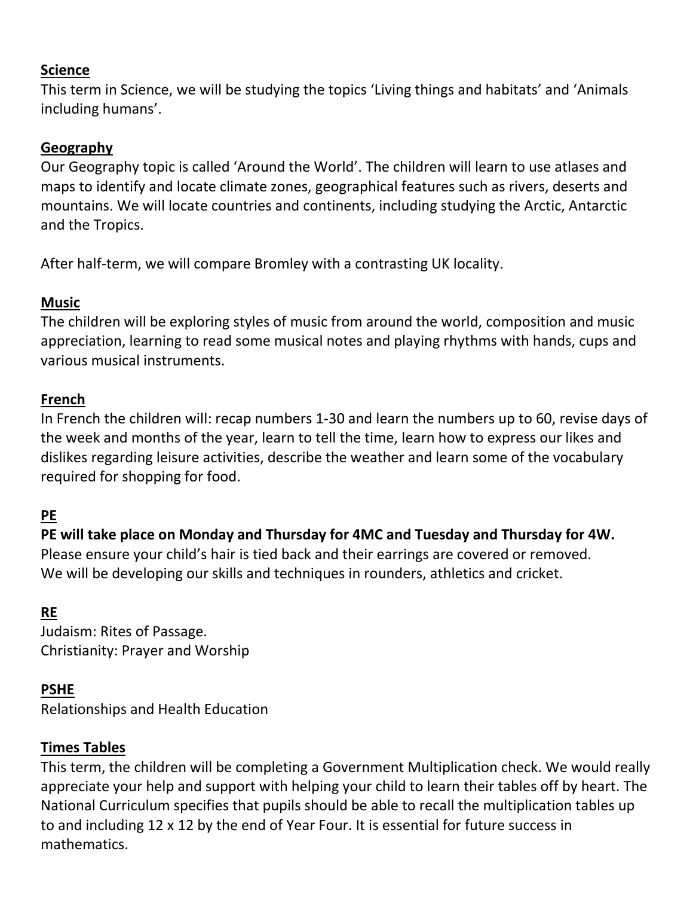**Science**

This term in Science, we will be studying the topics 'Living things and habitats' and 'Animals including humans'.

**Geography**

Our Geography topic is called 'Around the World'. The children will learn to use atlases and maps to identify and locate climate zones, geographical features such as rivers, deserts and mountains. We will locate countries and continents, including studying the Arctic, Antarctic and the Tropics.

After half-term, we will compare Bromley with a contrasting UK locality.

**Music**

The children will be exploring styles of music from around the world, composition and music appreciation, learning to read some musical notes and playing rhythms with hands, cups and various musical instruments.

**French**

In French the children will: recap numbers 1-30 and learn the numbers up to 60, revise days of the week and months of the year, learn to tell the time, learn how to express our likes and dislikes regarding leisure activities, describe the weather and learn some of the vocabulary required for shopping for food.

**PE**

**PE will take place on Monday and Thursday for 4MC and Tuesday and Thursday for 4W.**
Please ensure your child's hair is tied back and their earrings are covered or removed.
We will be developing our skills and techniques in rounders, athletics and cricket.

**RE**

Judaism: Rites of Passage.
Christianity: Prayer and Worship

**PSHE**

Relationships and Health Education

**Times Tables**

This term, the children will be completing a Government Multiplication check. We would really appreciate your help and support with helping your child to learn their tables off by heart. The National Curriculum specifies that pupils should be able to recall the multiplication tables up to and including 12 x 12 by the end of Year Four. It is essential for future success in mathematics.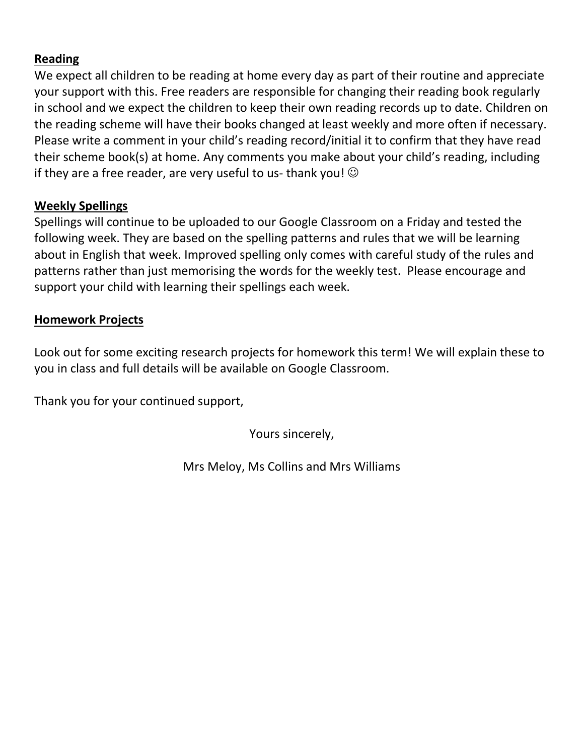**Reading**

We expect all children to be reading at home every day as part of their routine and appreciate your support with this. Free readers are responsible for changing their reading book regularly in school and we expect the children to keep their own reading records up to date. Children on the reading scheme will have their books changed at least weekly and more often if necessary. Please write a comment in your child's reading record/initial it to confirm that they have read their scheme book(s) at home. Any comments you make about your child's reading, including if they are a free reader, are very useful to us- thank you! ☺

**Weekly Spellings**

Spellings will continue to be uploaded to our Google Classroom on a Friday and tested the following week. They are based on the spelling patterns and rules that we will be learning about in English that week. Improved spelling only comes with careful study of the rules and patterns rather than just memorising the words for the weekly test. Please encourage and support your child with learning their spellings each week.

**Homework Projects**

Look out for some exciting research projects for homework this term! We will explain these to you in class and full details will be available on Google Classroom.

Thank you for your continued support,

Yours sincerely,

Mrs Meloy, Ms Collins and Mrs Williams